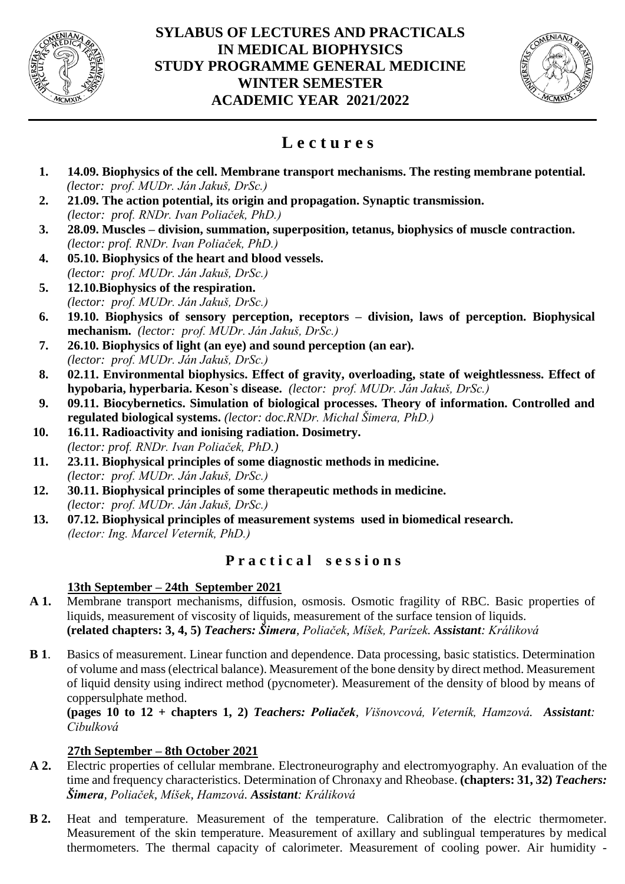# SYLABUS OF LECTURES AND PRACTICALS IN MEDICAL BIOPHYSICS STUDY PROGRAMME GENERAL MEDICINE WINTER SEMESTER ACADEMIC YEAR 2021/2022

## L e c t u r e s

1. **14.09. Biophysics of the cell. Membrane transport mechanisms. The resting membrane potential.** *(lector: prof. MUDr. Ján Jakuš, DrSc.)*
2. **21.09. The action potential, its origin and propagation. Synaptic transmission.** *(lector: prof. RNDr. Ivan Poliaček, PhD.)*
3. **28.09. Muscles – division, summation, superposition, tetanus, biophysics of muscle contraction.** *(lector: prof. RNDr. Ivan Poliaček, PhD.)*
4. **05.10. Biophysics of the heart and blood vessels.** *(lector: prof. MUDr. Ján Jakuš, DrSc.)*
5. **12.10.Biophysics of the respiration.** *(lector: prof. MUDr. Ján Jakuš, DrSc.)*
6. **19.10. Biophysics of sensory perception, receptors – division, laws of perception. Biophysical mechanism.** *(lector: prof. MUDr. Ján Jakuš, DrSc.)*
7. **26.10. Biophysics of light (an eye) and sound perception (an ear).** *(lector: prof. MUDr. Ján Jakuš, DrSc.)*
8. **02.11. Environmental biophysics. Effect of gravity, overloading, state of weightlessness. Effect of hypobaria, hyperbaria. Keson`s disease.** *(lector: prof. MUDr. Ján Jakuš, DrSc.)*
9. **09.11. Biocybernetics. Simulation of biological processes. Theory of information. Controlled and regulated biological systems.** *(lector: doc.RNDr. Michal Šimera, PhD.)*
10. **16.11. Radioactivity and ionising radiation. Dosimetry.** *(lector: prof. RNDr. Ivan Poliaček, PhD.)*
11. **23.11. Biophysical principles of some diagnostic methods in medicine.** *(lector: prof. MUDr. Ján Jakuš, DrSc.)*
12. **30.11. Biophysical principles of some therapeutic methods in medicine.** *(lector: prof. MUDr. Ján Jakuš, DrSc.)*
13. **07.12. Biophysical principles of measurement systems used in biomedical research.** *(lector: Ing. Marcel Veterník, PhD.)*

## P r a c t i c a l   s e s s i o n s

**13th September – 24th September 2021**

**A 1.** Membrane transport mechanisms, diffusion, osmosis. Osmotic fragility of RBC. Basic properties of liquids, measurement of viscosity of liquids, measurement of the surface tension of liquids. **(related chapters: 3, 4, 5)** ***Teachers: Šimera****, Poliaček, Míšek, Parízek.* ***Assistant****: Králiková*

**B 1**. Basics of measurement. Linear function and dependence. Data processing, basic statistics. Determination of volume and mass (electrical balance). Measurement of the bone density by direct method. Measurement of liquid density using indirect method (pycnometer). Measurement of the density of blood by means of coppersulphate method.
**(pages 10 to 12 + chapters 1, 2)** ***Teachers: Poliaček****, Višnovcová, Veterník, Hamzová.* ***Assistant****: Cibulková*

**27th September – 8th October 2021**

**A 2.** Electric properties of cellular membrane. Electroneurography and electromyography. An evaluation of the time and frequency characteristics. Determination of Chronaxy and Rheobase. **(chapters: 31, 32)** ***Teachers: Šimera****, Poliaček, Míšek, Hamzová.* ***Assistant****: Králiková*

**B 2.** Heat and temperature. Measurement of the temperature. Calibration of the electric thermometer. Measurement of the skin temperature. Measurement of axillary and sublingual temperatures by medical thermometers. The thermal capacity of calorimeter. Measurement of cooling power. Air humidity -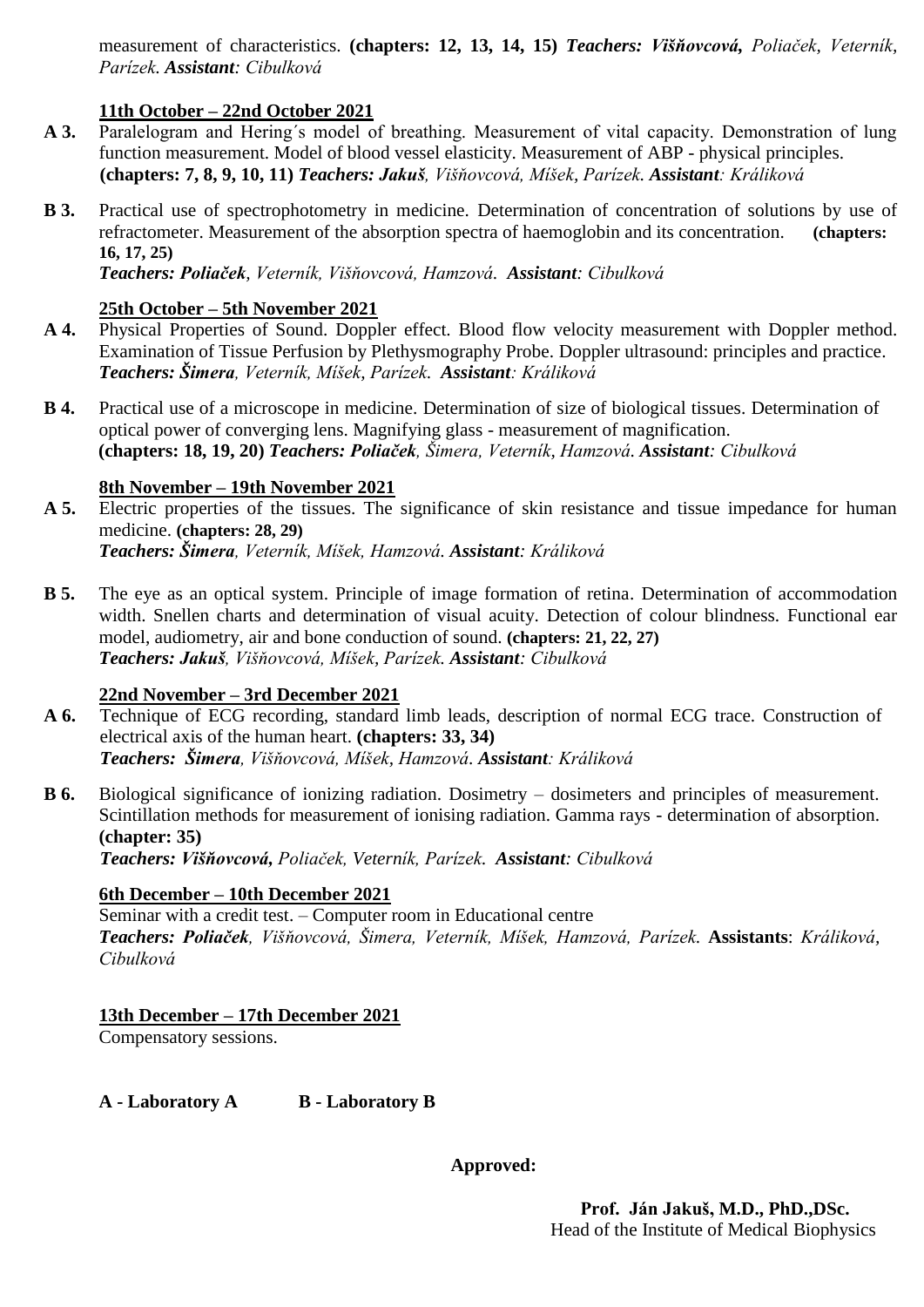measurement of characteristics. **(chapters: 12, 13, 14, 15)** ***Teachers: Višňovcová****, Poliaček, Veterník, Parízek.* ***Assistant****: Cibulková*

**11th October – 22nd October 2021**

**A 3.** Paralelogram and Hering´s model of breathing. Measurement of vital capacity. Demonstration of lung function measurement. Model of blood vessel elasticity. Measurement of ABP - physical principles. **(chapters: 7, 8, 9, 10, 11)** ***Teachers: Jakuš****, Višňovcová, Míšek, Parízek.* ***Assistant****: Králiková*

**B 3.** Practical use of spectrophotometry in medicine. Determination of concentration of solutions by use of refractometer. Measurement of the absorption spectra of haemoglobin and its concentration. **(chapters: 16, 17, 25)**
***Teachers: Poliaček****, Veterník, Višňovcová, Hamzová.* ***Assistant****: Cibulková*

**25th October – 5th November 2021**

**A 4.** Physical Properties of Sound. Doppler effect. Blood flow velocity measurement with Doppler method. Examination of Tissue Perfusion by Plethysmography Probe. Doppler ultrasound: principles and practice. ***Teachers: Šimera****, Veterník, Míšek, Parízek.* ***Assistant****: Králiková*

**B 4.** Practical use of a microscope in medicine. Determination of size of biological tissues. Determination of optical power of converging lens. Magnifying glass - measurement of magnification. **(chapters: 18, 19, 20)** ***Teachers: Poliaček****, Šimera, Veterník, Hamzová.* ***Assistant****: Cibulková*

**8th November – 19th November 2021**

**A 5.** Electric properties of the tissues. The significance of skin resistance and tissue impedance for human medicine. **(chapters: 28, 29)**
***Teachers: Šimera****, Veterník, Míšek, Hamzová.* ***Assistant****: Králiková*

**B 5.** The eye as an optical system. Principle of image formation of retina. Determination of accommodation width. Snellen charts and determination of visual acuity. Detection of colour blindness. Functional ear model, audiometry, air and bone conduction of sound. **(chapters: 21, 22, 27)**
***Teachers: Jakuš****, Višňovcová, Míšek, Parízek.* ***Assistant****: Cibulková*

**22nd November – 3rd December 2021**

**A 6.** Technique of ECG recording, standard limb leads, description of normal ECG trace. Construction of electrical axis of the human heart. **(chapters: 33, 34)**
***Teachers: Šimera****, Višňovcová, Míšek, Hamzová.* ***Assistant****: Králiková*

**B 6.** Biological significance of ionizing radiation. Dosimetry – dosimeters and principles of measurement. Scintillation methods for measurement of ionising radiation. Gamma rays - determination of absorption. **(chapter: 35)**
***Teachers: Višňovcová,*** *Poliaček, Veterník, Parízek.* ***Assistant****: Cibulková*

**6th December – 10th December 2021**

Seminar with a credit test. – Computer room in Educational centre
***Teachers: Poliaček****, Višňovcová, Šimera, Veterník, Míšek, Hamzová, Parízek.* **Assistants**: *Králiková, Cibulková*

**13th December – 17th December 2021**

Compensatory sessions.

**A - Laboratory A** **B - Laboratory B**

**Approved:**

**Prof. Ján Jakuš, M.D., PhD.,DSc.**
Head of the Institute of Medical Biophysics